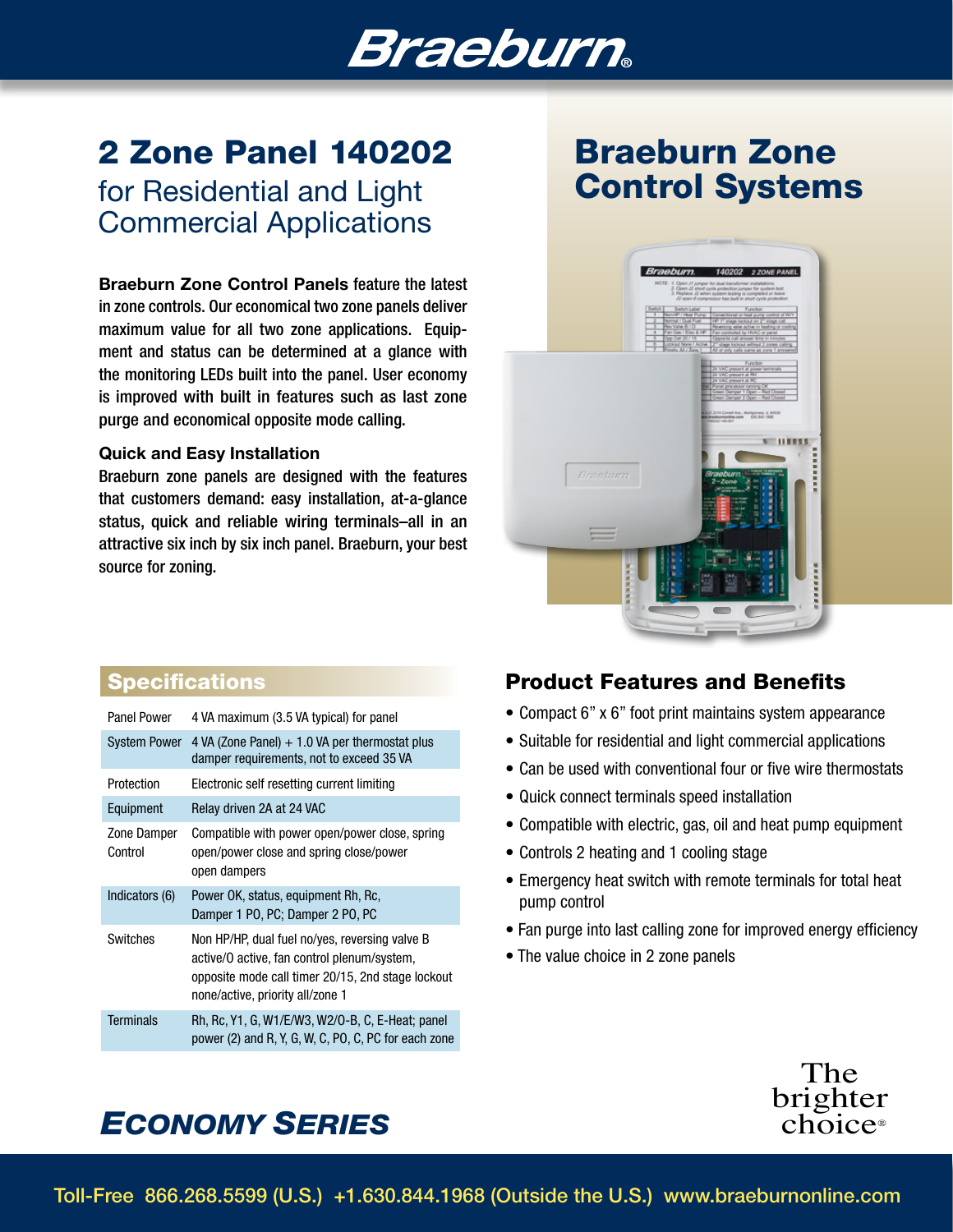# Braeburn

# 2 Zone Panel 140202

## for Residential and Light Commercial Applications

# Braeburn Zone Control Systems

**Braeburn Zone Control Panels** feature the latest in zone controls. Our economical two zone panels deliver maximum value for all two zone applications. Equipment and status can be determined at a glance with the monitoring LEDs built into the panel. User economy is improved with built in features such as last zone purge and economical opposite mode calling.

### Quick and Easy Installation

Braeburn zone panels are designed with the features that customers demand: easy installation, at-a-glance status, quick and reliable wiring terminals–all in an attractive six inch by six inch panel. Braeburn, your best source for zoning.

## Specifications

| | |
|---|---|
| Panel Power | 4 VA maximum (3.5 VA typical) for panel |
| System Power | 4 VA (Zone Panel) + 1.0 VA per thermostat plus damper requirements, not to exceed 35 VA |
| Protection | Electronic self resetting current limiting |
| Equipment | Relay driven 2A at 24 VAC |
| Zone Damper Control | Compatible with power open/power close, spring open/power close and spring close/power open dampers |
| Indicators (6) | Power OK, status, equipment Rh, Rc, Damper 1 PO, PC; Damper 2 PO, PC |
| Switches | Non HP/HP, dual fuel no/yes, reversing valve B active/O active, fan control plenum/system, opposite mode call timer 20/15, 2nd stage lockout none/active, priority all/zone 1 |
| Terminals | Rh, Rc, Y1, G, W1/E/W3, W2/O-B, C, E-Heat; panel power (2) and R, Y, G, W, C, PO, C, PC for each zone |

## Product Features and Benefits

- Compact 6" x 6" foot print maintains system appearance
- Suitable for residential and light commercial applications
- Can be used with conventional four or five wire thermostats
- Quick connect terminals speed installation
- Compatible with electric, gas, oil and heat pump equipment
- Controls 2 heating and 1 cooling stage
- Emergency heat switch with remote terminals for total heat pump control
- Fan purge into last calling zone for improved energy efficiency
- The value choice in 2 zone panels

***Economy Series***

The brighter choice®

Toll-Free 866.268.5599 (U.S.) +1.630.844.1968 (Outside the U.S.) www.braeburnonline.com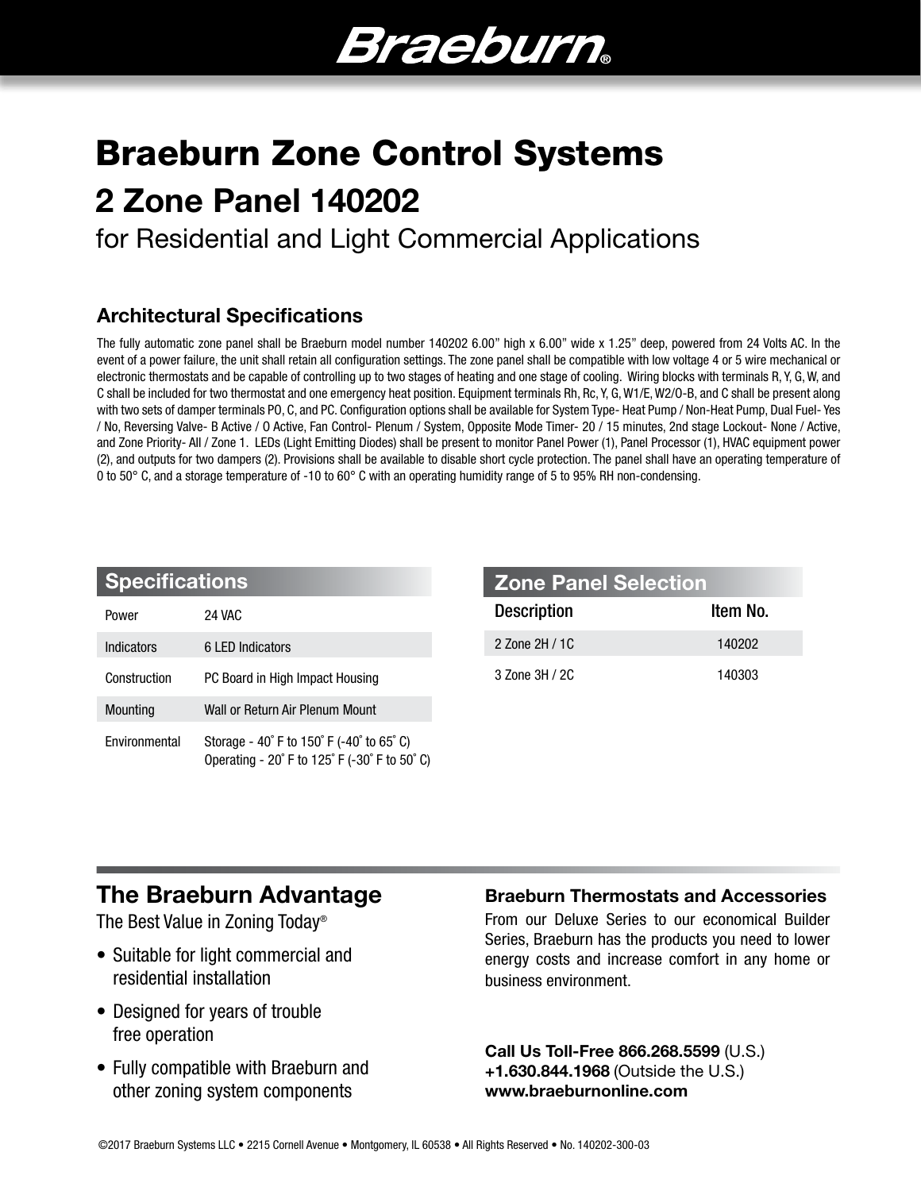# Braeburn®

# Braeburn Zone Control Systems

## 2 Zone Panel 140202

for Residential and Light Commercial Applications

### Architectural Specifications

The fully automatic zone panel shall be Braeburn model number 140202 6.00" high x 6.00" wide x 1.25" deep, powered from 24 Volts AC. In the event of a power failure, the unit shall retain all configuration settings. The zone panel shall be compatible with low voltage 4 or 5 wire mechanical or electronic thermostats and be capable of controlling up to two stages of heating and one stage of cooling. Wiring blocks with terminals R, Y, G, W, and C shall be included for two thermostat and one emergency heat position. Equipment terminals Rh, Rc, Y, G, W1/E, W2/O-B, and C shall be present along with two sets of damper terminals PO, C, and PC. Configuration options shall be available for System Type- Heat Pump / Non-Heat Pump, Dual Fuel- Yes / No, Reversing Valve- B Active / O Active, Fan Control- Plenum / System, Opposite Mode Timer- 20 / 15 minutes, 2nd stage Lockout- None / Active, and Zone Priority- All / Zone 1. LEDs (Light Emitting Diodes) shall be present to monitor Panel Power (1), Panel Processor (1), HVAC equipment power (2), and outputs for two dampers (2). Provisions shall be available to disable short cycle protection. The panel shall have an operating temperature of 0 to 50° C, and a storage temperature of -10 to 60° C with an operating humidity range of 5 to 95% RH non-condensing.

### Specifications

| | |
|---|---|
| Power | 24 VAC |
| Indicators | 6 LED Indicators |
| Construction | PC Board in High Impact Housing |
| Mounting | Wall or Return Air Plenum Mount |
| Environmental | Storage - 40˚ F to 150˚ F (-40˚ to 65˚ C)<br>Operating - 20˚ F to 125˚ F (-30˚ F to 50˚ C) |

### Zone Panel Selection

| Description | Item No. |
|---|---|
| 2 Zone 2H / 1C | 140202 |
| 3 Zone 3H / 2C | 140303 |

## The Braeburn Advantage

The Best Value in Zoning Today®

- Suitable for light commercial and residential installation
- Designed for years of trouble free operation
- Fully compatible with Braeburn and other zoning system components

### Braeburn Thermostats and Accessories

From our Deluxe Series to our economical Builder Series, Braeburn has the products you need to lower energy costs and increase comfort in any home or business environment.

**Call Us Toll-Free 866.268.5599** (U.S.)
**+1.630.844.1968** (Outside the U.S.)
**www.braeburnonline.com**

©2017 Braeburn Systems LLC • 2215 Cornell Avenue • Montgomery, IL 60538 • All Rights Reserved • No. 140202-300-03